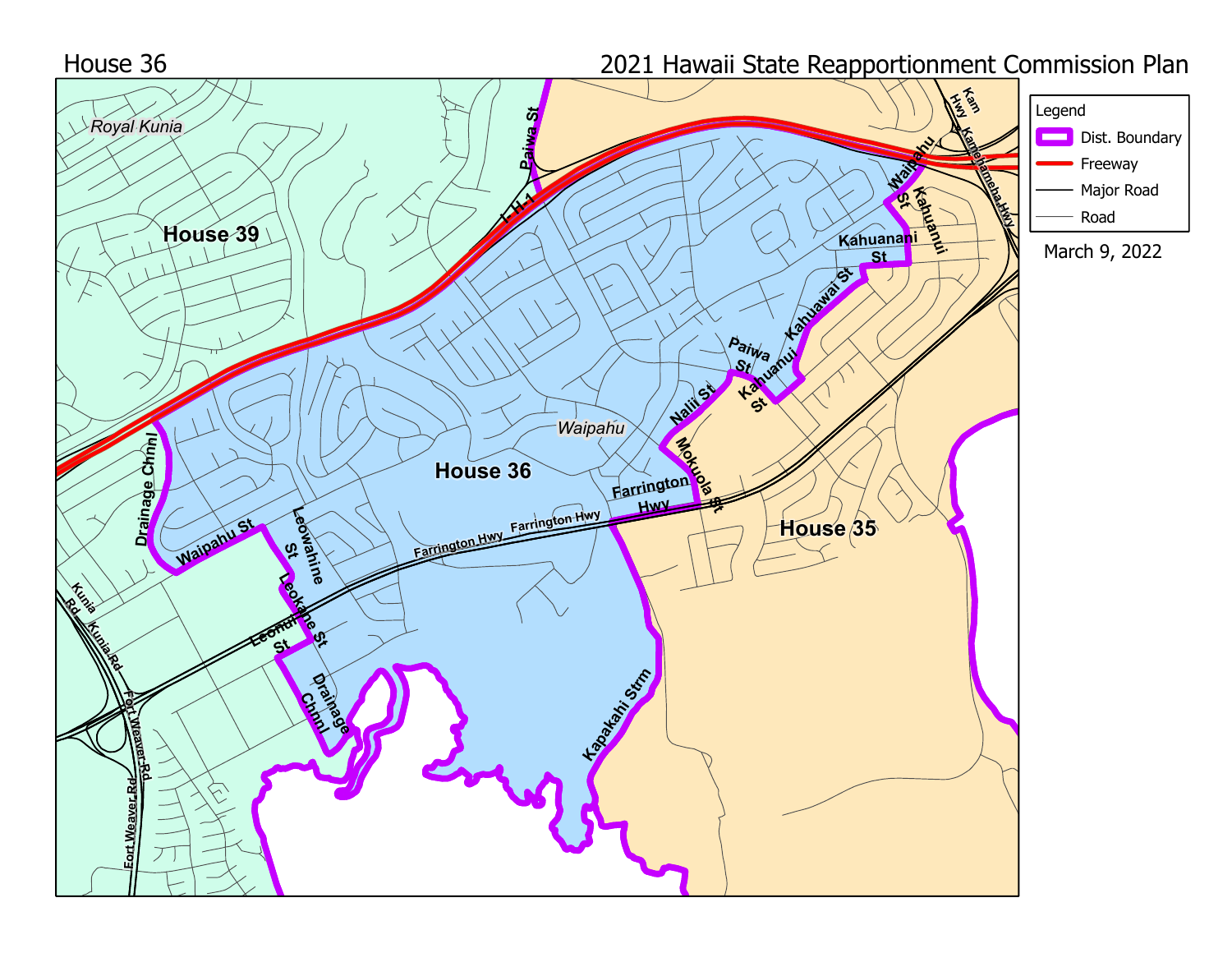House 36

2021 Hawaii State Reapportionment Commission Plan

Legend

- Dist. Boundary
- Freeway
- Major Road
- Road

March 9, 2022

House 39

House 36

House 35

Royal Kunia

Waipahu

Paiwa St

I H-1

Waipahu St

Kahuanui St

Kahuanani St

Kahuawai St

Paiwa St

Kahuanui St

Nalii St

Mokuola St

Farrington Hwy

Farrington Hwy

Farrington Hwy

Farrington Hwy

Drainage Chnl

Waipahu St

Leowahine St

Leokane St

Leonui St

Drainage Chnl

Kapakahi Strm

Kunia Rd

Kunia Rd

Fort Weaver Rd

Fort Weaver Rd

Kam Hwy

Kamehameha Hwy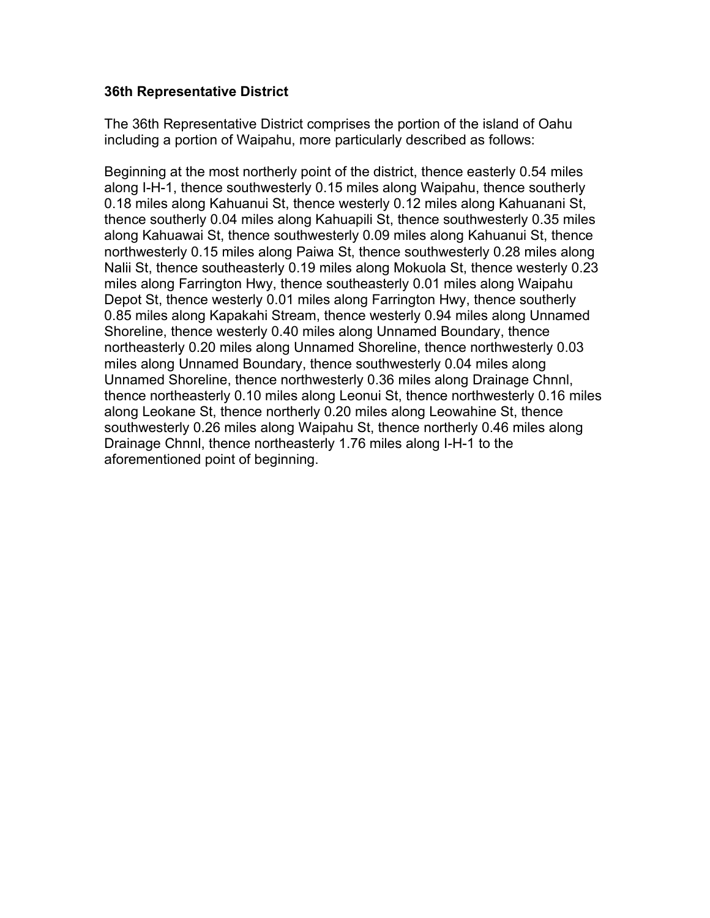**36th Representative District**

The 36th Representative District comprises the portion of the island of Oahu including a portion of Waipahu, more particularly described as follows:

Beginning at the most northerly point of the district, thence easterly 0.54 miles along I-H-1, thence southwesterly 0.15 miles along Waipahu, thence southerly 0.18 miles along Kahuanui St, thence westerly 0.12 miles along Kahuanani St, thence southerly 0.04 miles along Kahuapili St, thence southwesterly 0.35 miles along Kahuawai St, thence southwesterly 0.09 miles along Kahuanui St, thence northwesterly 0.15 miles along Paiwa St, thence southwesterly 0.28 miles along Nalii St, thence southeasterly 0.19 miles along Mokuola St, thence westerly 0.23 miles along Farrington Hwy, thence southeasterly 0.01 miles along Waipahu Depot St, thence westerly 0.01 miles along Farrington Hwy, thence southerly 0.85 miles along Kapakahi Stream, thence westerly 0.94 miles along Unnamed Shoreline, thence westerly 0.40 miles along Unnamed Boundary, thence northeasterly 0.20 miles along Unnamed Shoreline, thence northwesterly 0.03 miles along Unnamed Boundary, thence southwesterly 0.04 miles along Unnamed Shoreline, thence northwesterly 0.36 miles along Drainage Chnnl, thence northeasterly 0.10 miles along Leonui St, thence northwesterly 0.16 miles along Leokane St, thence northerly 0.20 miles along Leowahine St, thence southwesterly 0.26 miles along Waipahu St, thence northerly 0.46 miles along Drainage Chnnl, thence northeasterly 1.76 miles along I-H-1 to the aforementioned point of beginning.